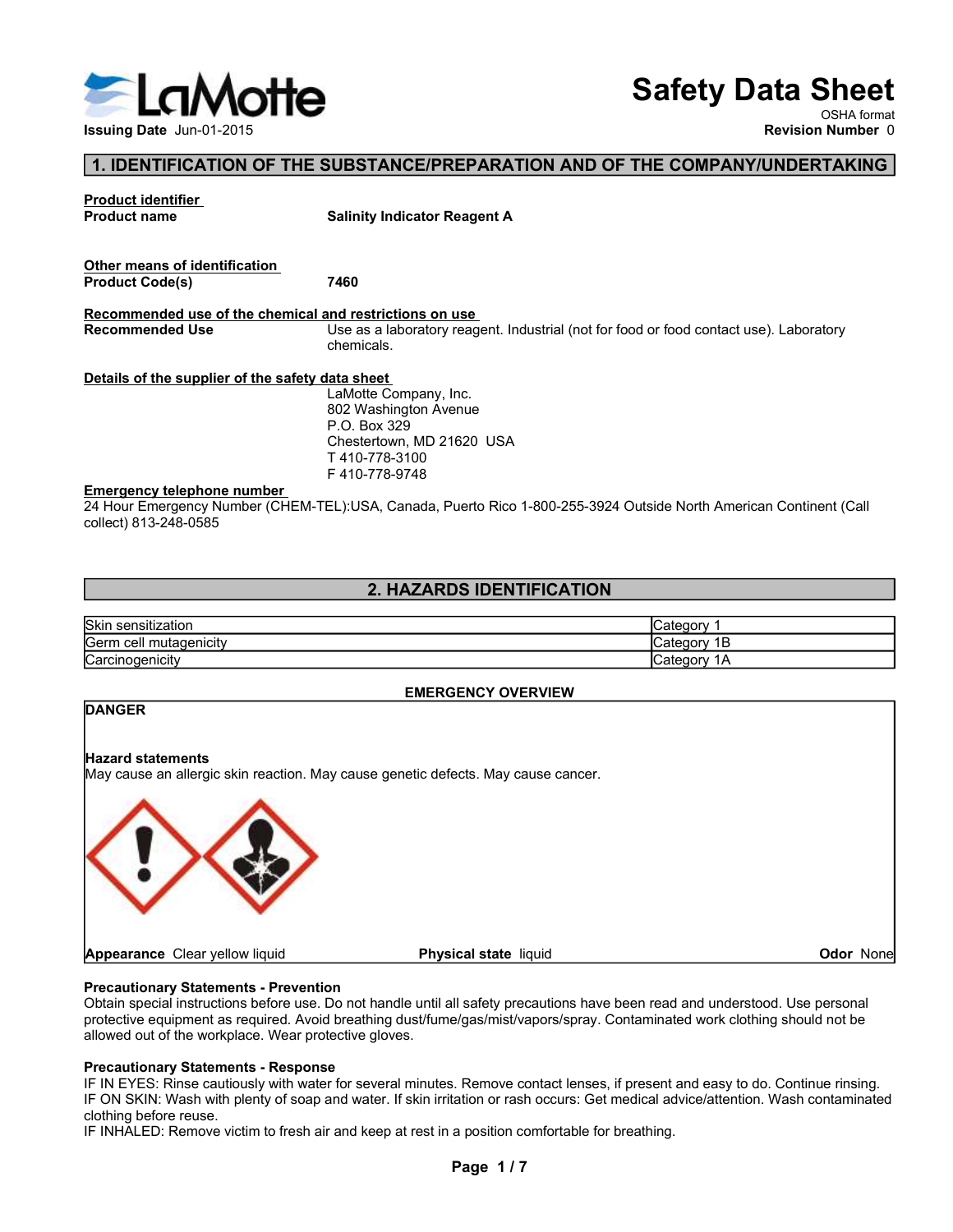# Safety Data Sheet

OSHA format

**Issuing Date** Jun-01-2015

**Revision Number** 0

## 1. IDENTIFICATION OF THE SUBSTANCE/PREPARATION AND OF THE COMPANY/UNDERTAKING

**Product identifier**

**Product name** — **Salinity Indicator Reagent A**

**Other means of identification**

**Product Code(s)** — **7460**

**Recommended use of the chemical and restrictions on use**

**Recommended Use** — Use as a laboratory reagent. Industrial (not for food or food contact use). Laboratory chemicals.

**Details of the supplier of the safety data sheet**

LaMotte Company, Inc.
802 Washington Avenue
P.O. Box 329
Chestertown, MD 21620 USA
T 410-778-3100
F 410-778-9748

**Emergency telephone number**

24 Hour Emergency Number (CHEM-TEL):USA, Canada, Puerto Rico 1-800-255-3924 Outside North American Continent (Call collect) 813-248-0585

## 2. HAZARDS IDENTIFICATION

| | |
|---|---|
| Skin sensitization | Category 1 |
| Germ cell mutagenicity | Category 1B |
| Carcinogenicity | Category 1A |

**EMERGENCY OVERVIEW**

**DANGER**

**Hazard statements**

May cause an allergic skin reaction. May cause genetic defects. May cause cancer.

**Appearance** Clear yellow liquid **Physical state** liquid **Odor** None

**Precautionary Statements - Prevention**

Obtain special instructions before use. Do not handle until all safety precautions have been read and understood. Use personal protective equipment as required. Avoid breathing dust/fume/gas/mist/vapors/spray. Contaminated work clothing should not be allowed out of the workplace. Wear protective gloves.

**Precautionary Statements - Response**

IF IN EYES: Rinse cautiously with water for several minutes. Remove contact lenses, if present and easy to do. Continue rinsing.
IF ON SKIN: Wash with plenty of soap and water. If skin irritation or rash occurs: Get medical advice/attention. Wash contaminated clothing before reuse.
IF INHALED: Remove victim to fresh air and keep at rest in a position comfortable for breathing.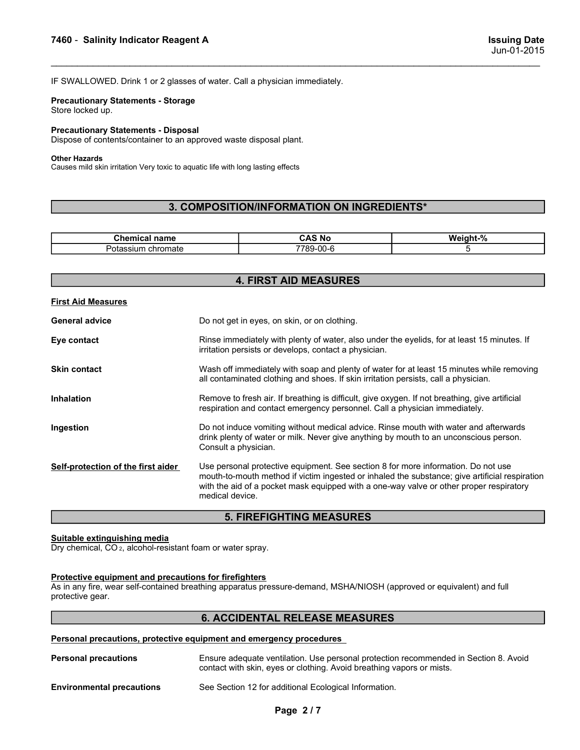IF SWALLOWED. Drink 1 or 2 glasses of water. Call a physician immediately.

**Precautionary Statements - Storage**
Store locked up.

**Precautionary Statements - Disposal**
Dispose of contents/container to an approved waste disposal plant.

**Other Hazards**
Causes mild skin irritation Very toxic to aquatic life with long lasting effects

## 3. COMPOSITION/INFORMATION ON INGREDIENTS*

| Chemical name | CAS No | Weight-% |
|---|---|---|
| Potassium chromate | 7789-00-6 | 5 |

## 4. FIRST AID MEASURES

**First Aid Measures**

**General advice**
Do not get in eyes, on skin, or on clothing.

**Eye contact**
Rinse immediately with plenty of water, also under the eyelids, for at least 15 minutes. If irritation persists or develops, contact a physician.

**Skin contact**
Wash off immediately with soap and plenty of water for at least 15 minutes while removing all contaminated clothing and shoes. If skin irritation persists, call a physician.

**Inhalation**
Remove to fresh air. If breathing is difficult, give oxygen. If not breathing, give artificial respiration and contact emergency personnel. Call a physician immediately.

**Ingestion**
Do not induce vomiting without medical advice. Rinse mouth with water and afterwards drink plenty of water or milk. Never give anything by mouth to an unconscious person. Consult a physician.

**Self-protection of the first aider**
Use personal protective equipment. See section 8 for more information. Do not use mouth-to-mouth method if victim ingested or inhaled the substance; give artificial respiration with the aid of a pocket mask equipped with a one-way valve or other proper respiratory medical device.

## 5. FIREFIGHTING MEASURES

**Suitable extinguishing media**
Dry chemical, $CO_2$, alcohol-resistant foam or water spray.

**Protective equipment and precautions for firefighters**
As in any fire, wear self-contained breathing apparatus pressure-demand, MSHA/NIOSH (approved or equivalent) and full protective gear.

## 6. ACCIDENTAL RELEASE MEASURES

**Personal precautions, protective equipment and emergency procedures**

**Personal precautions**
Ensure adequate ventilation. Use personal protection recommended in Section 8. Avoid contact with skin, eyes or clothing. Avoid breathing vapors or mists.

**Environmental precautions**
See Section 12 for additional Ecological Information.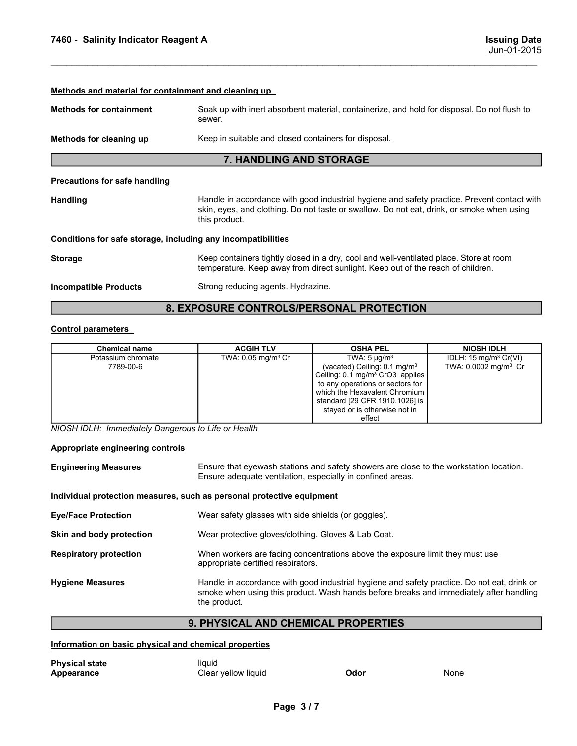**Methods and material for containment and cleaning up**

**Methods for containment** Soak up with inert absorbent material, containerize, and hold for disposal. Do not flush to sewer.

**Methods for cleaning up** Keep in suitable and closed containers for disposal.

## 7. HANDLING AND STORAGE

**Precautions for safe handling**

**Handling** Handle in accordance with good industrial hygiene and safety practice. Prevent contact with skin, eyes, and clothing. Do not taste or swallow. Do not eat, drink, or smoke when using this product.

**Conditions for safe storage, including any incompatibilities**

**Storage** Keep containers tightly closed in a dry, cool and well-ventilated place. Store at room temperature. Keep away from direct sunlight. Keep out of the reach of children.

**Incompatible Products** Strong reducing agents. Hydrazine.

## 8. EXPOSURE CONTROLS/PERSONAL PROTECTION

**Control parameters**

| Chemical name | ACGIH TLV | OSHA PEL | NIOSH IDLH |
| --- | --- | --- | --- |
| Potassium chromate 7789-00-6 | TWA: 0.05 mg/m$^3$ Cr | TWA: 5 μg/m$^3$ (vacated) Ceiling: 0.1 mg/m$^3$ Ceiling: 0.1 mg/m$^3$ $CrO_3$ applies to any operations or sectors for which the Hexavalent Chromium standard [29 CFR 1910.1026] is stayed or is otherwise not in effect | IDLH: 15 mg/m$^3$ Cr(VI) TWA: 0.0002 mg/m$^3$ Cr |

*NIOSH IDLH: Immediately Dangerous to Life or Health*

**Appropriate engineering controls**

**Engineering Measures** Ensure that eyewash stations and safety showers are close to the workstation location. Ensure adequate ventilation, especially in confined areas.

**Individual protection measures, such as personal protective equipment**

**Eye/Face Protection** Wear safety glasses with side shields (or goggles).

**Skin and body protection** Wear protective gloves/clothing. Gloves & Lab Coat.

**Respiratory protection** When workers are facing concentrations above the exposure limit they must use appropriate certified respirators.

**Hygiene Measures** Handle in accordance with good industrial hygiene and safety practice. Do not eat, drink or smoke when using this product. Wash hands before breaks and immediately after handling the product.

## 9. PHYSICAL AND CHEMICAL PROPERTIES

**Information on basic physical and chemical properties**

**Physical state** liquid

**Appearance** Clear yellow liquid **Odor** None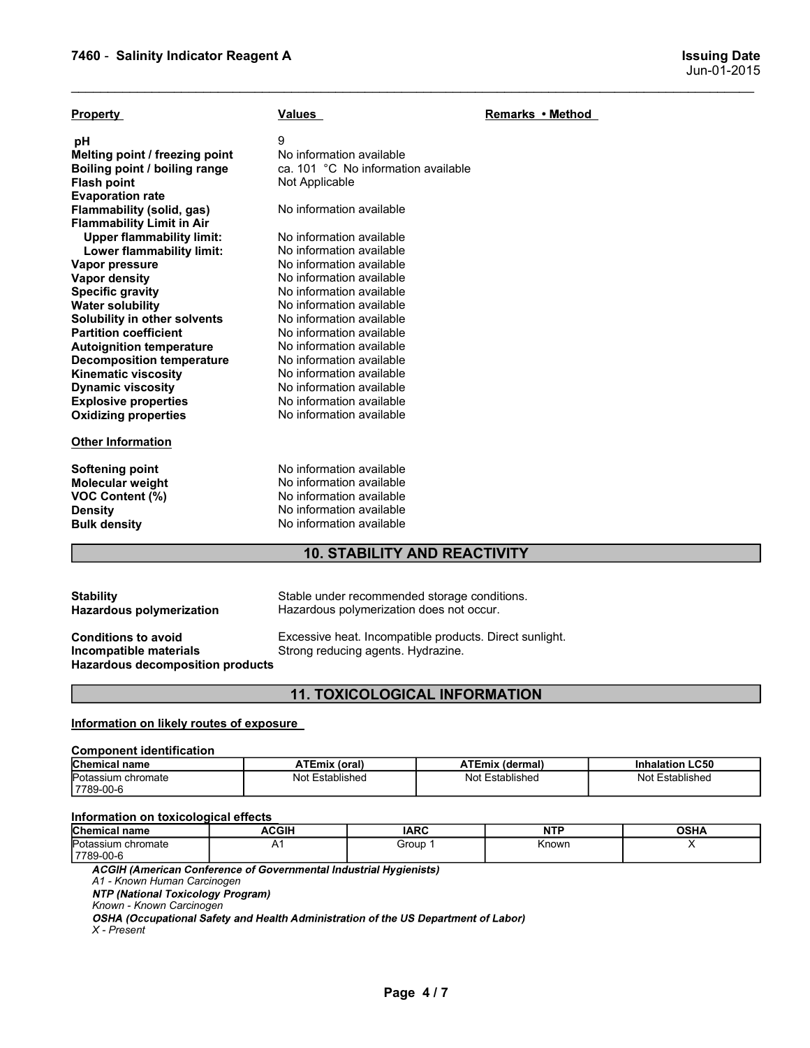| Property | Values | Remarks • Method |
|---|---|---|
| pH | 9 | |
| Melting point / freezing point | No information available | |
| Boiling point / boiling range | ca. 101 °C No information available | |
| Flash point | Not Applicable | |
| Evaporation rate | | |
| Flammability (solid, gas) | No information available | |
| Flammability Limit in Air | | |
| Upper flammability limit: | No information available | |
| Lower flammability limit: | No information available | |
| Vapor pressure | No information available | |
| Vapor density | No information available | |
| Specific gravity | No information available | |
| Water solubility | No information available | |
| Solubility in other solvents | No information available | |
| Partition coefficient | No information available | |
| Autoignition temperature | No information available | |
| Decomposition temperature | No information available | |
| Kinematic viscosity | No information available | |
| Dynamic viscosity | No information available | |
| Explosive properties | No information available | |
| Oxidizing properties | No information available | |

**Other Information**

| | |
|---|---|
| **Softening point** | No information available |
| **Molecular weight** | No information available |
| **VOC Content (%)** | No information available |
| **Density** | No information available |
| **Bulk density** | No information available |

## 10. STABILITY AND REACTIVITY

**Stability** Stable under recommended storage conditions.
**Hazardous polymerization** Hazardous polymerization does not occur.

**Conditions to avoid** Excessive heat. Incompatible products. Direct sunlight.
**Incompatible materials** Strong reducing agents. Hydrazine.
**Hazardous decomposition products**

## 11. TOXICOLOGICAL INFORMATION

**Information on likely routes of exposure**

**Component identification**

| Chemical name | ATEmix (oral) | ATEmix (dermal) | Inhalation LC50 |
|---|---|---|---|
| Potassium chromate 7789-00-6 | Not Established | Not Established | Not Established |

**Information on toxicological effects**

| Chemical name | ACGIH | IARC | NTP | OSHA |
|---|---|---|---|---|
| Potassium chromate 7789-00-6 | A1 | Group 1 | Known | X |

***ACGIH (American Conference of Governmental Industrial Hygienists)***
*A1 - Known Human Carcinogen*
***NTP (National Toxicology Program)***
*Known - Known Carcinogen*
***OSHA (Occupational Safety and Health Administration of the US Department of Labor)***
*X - Present*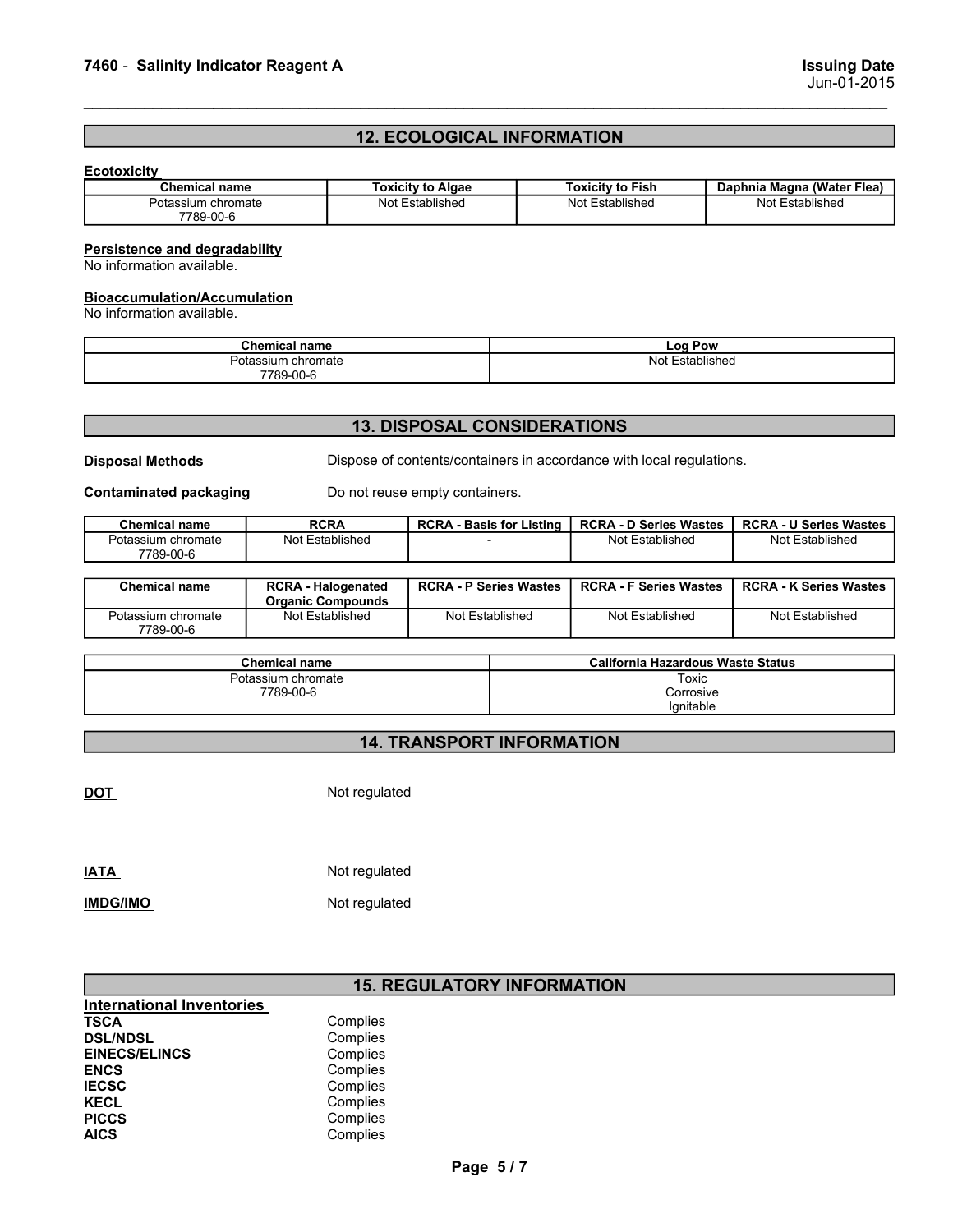## 12. ECOLOGICAL INFORMATION

**Ecotoxicity**

| Chemical name | Toxicity to Algae | Toxicity to Fish | Daphnia Magna (Water Flea) |
|---|---|---|---|
| Potassium chromate<br>7789-00-6 | Not Established | Not Established | Not Established |

**Persistence and degradability**
No information available.

**Bioaccumulation/Accumulation**
No information available.

| Chemical name | Log Pow |
|---|---|
| Potassium chromate<br>7789-00-6 | Not Established |

## 13. DISPOSAL CONSIDERATIONS

**Disposal Methods** Dispose of contents/containers in accordance with local regulations.

**Contaminated packaging** Do not reuse empty containers.

| Chemical name | RCRA | RCRA - Basis for Listing | RCRA - D Series Wastes | RCRA - U Series Wastes |
|---|---|---|---|---|
| Potassium chromate<br>7789-00-6 | Not Established | - | Not Established | Not Established |

| Chemical name | RCRA - Halogenated Organic Compounds | RCRA - P Series Wastes | RCRA - F Series Wastes | RCRA - K Series Wastes |
|---|---|---|---|---|
| Potassium chromate<br>7789-00-6 | Not Established | Not Established | Not Established | Not Established |

| Chemical name | California Hazardous Waste Status |
|---|---|
| Potassium chromate<br>7789-00-6 | Toxic<br>Corrosive<br>Ignitable |

## 14. TRANSPORT INFORMATION

**DOT** Not regulated

**IATA** Not regulated

**IMDG/IMO** Not regulated

## 15. REGULATORY INFORMATION

**International Inventories**

**TSCA** Complies
**DSL/NDSL** Complies
**EINECS/ELINCS** Complies
**ENCS** Complies
**IECSC** Complies
**KECL** Complies
**PICCS** Complies
**AICS** Complies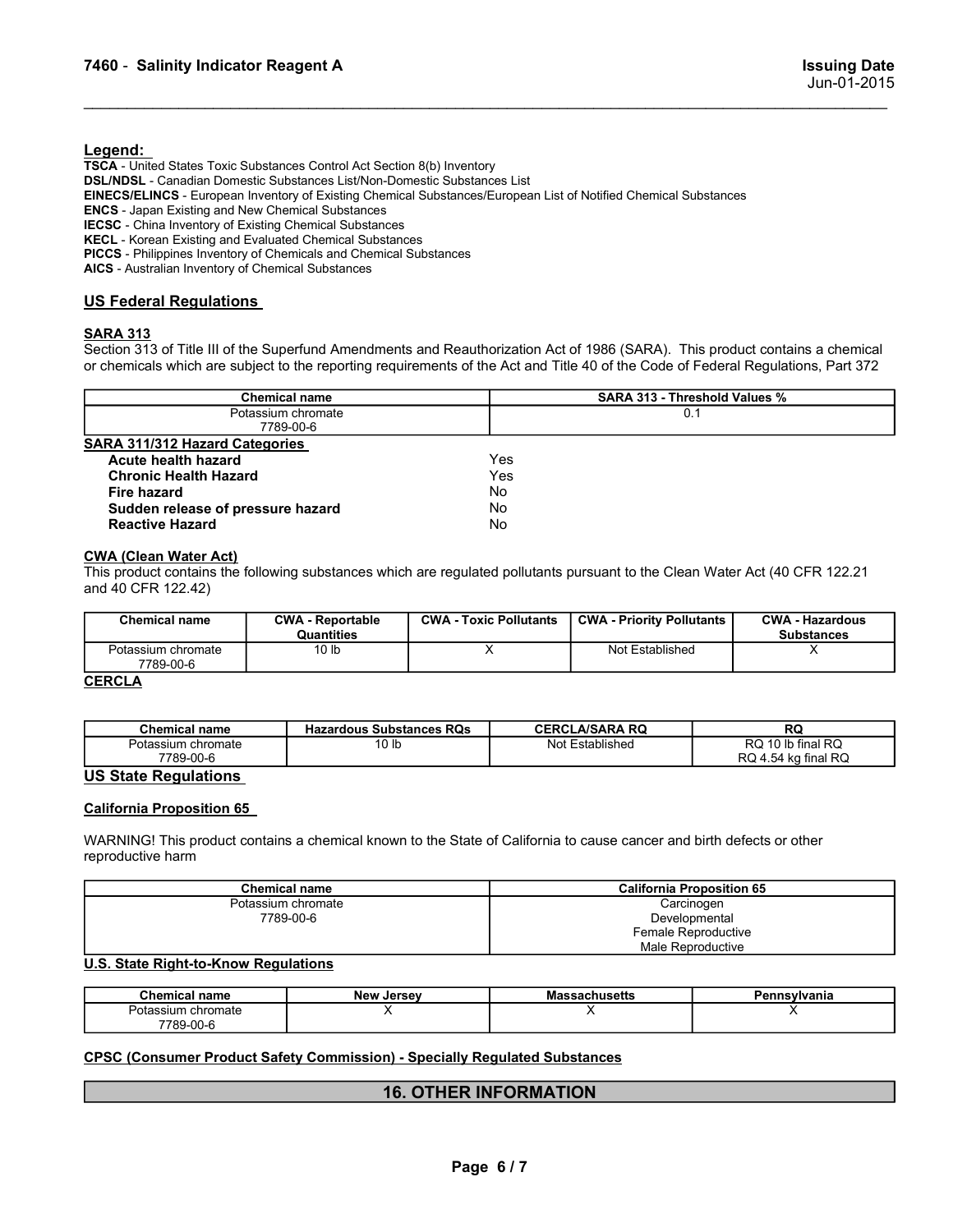**Legend:**

**TSCA** - United States Toxic Substances Control Act Section 8(b) Inventory
**DSL/NDSL** - Canadian Domestic Substances List/Non-Domestic Substances List
**EINECS/ELINCS** - European Inventory of Existing Chemical Substances/European List of Notified Chemical Substances
**ENCS** - Japan Existing and New Chemical Substances
**IECSC** - China Inventory of Existing Chemical Substances
**KECL** - Korean Existing and Evaluated Chemical Substances
**PICCS** - Philippines Inventory of Chemicals and Chemical Substances
**AICS** - Australian Inventory of Chemical Substances

## US Federal Regulations

### SARA 313

Section 313 of Title III of the Superfund Amendments and Reauthorization Act of 1986 (SARA). This product contains a chemical or chemicals which are subject to the reporting requirements of the Act and Title 40 of the Code of Federal Regulations, Part 372

| Chemical name | SARA 313 - Threshold Values % |
| --- | --- |
| Potassium chromate 7789-00-6 | 0.1 |

### SARA 311/312 Hazard Categories

| | |
| --- | --- |
| **Acute health hazard** | Yes |
| **Chronic Health Hazard** | Yes |
| **Fire hazard** | No |
| **Sudden release of pressure hazard** | No |
| **Reactive Hazard** | No |

### CWA (Clean Water Act)

This product contains the following substances which are regulated pollutants pursuant to the Clean Water Act (40 CFR 122.21 and 40 CFR 122.42)

| Chemical name | CWA - Reportable Quantities | CWA - Toxic Pollutants | CWA - Priority Pollutants | CWA - Hazardous Substances |
| --- | --- | --- | --- | --- |
| Potassium chromate 7789-00-6 | 10 lb | X | Not Established | X |

### CERCLA

| Chemical name | Hazardous Substances RQs | CERCLA/SARA RQ | RQ |
| --- | --- | --- | --- |
| Potassium chromate 7789-00-6 | 10 lb | Not Established | RQ 10 lb final RQ<br>RQ 4.54 kg final RQ |

## US State Regulations

### California Proposition 65

WARNING! This product contains a chemical known to the State of California to cause cancer and birth defects or other reproductive harm

| Chemical name | California Proposition 65 |
| --- | --- |
| Potassium chromate 7789-00-6 | Carcinogen<br>Developmental<br>Female Reproductive<br>Male Reproductive |

### U.S. State Right-to-Know Regulations

| Chemical name | New Jersey | Massachusetts | Pennsylvania |
| --- | --- | --- | --- |
| Potassium chromate 7789-00-6 | X | X | X |

### CPSC (Consumer Product Safety Commission) - Specially Regulated Substances

## 16. OTHER INFORMATION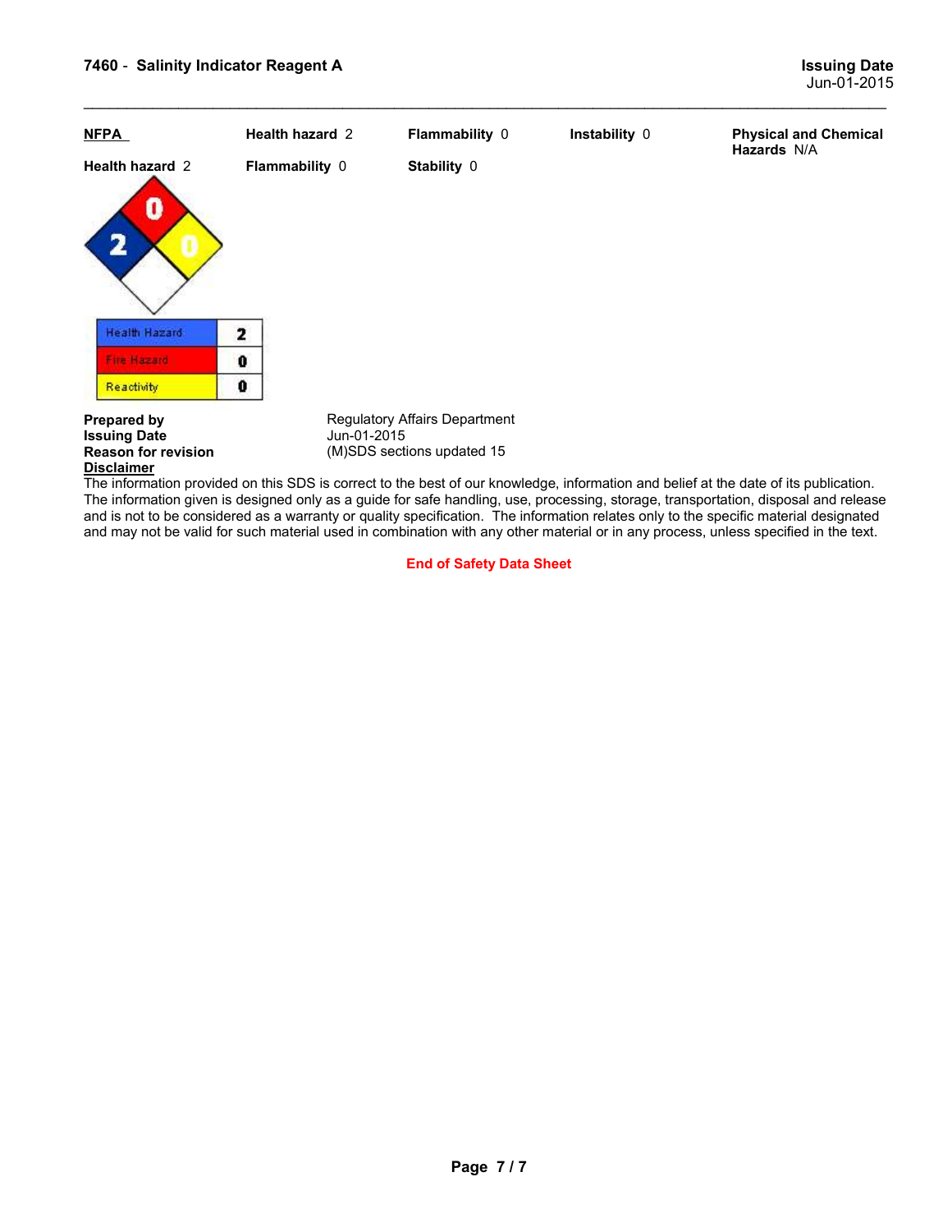**NFPA**

| | | | | |
|---|---|---|---|---|
| | **Health hazard** 2 | **Flammability** 0 | **Instability** 0 | **Physical and Chemical Hazards** N/A |
| **Health hazard** 2 | **Flammability** 0 | **Stability** 0 | | |

| | |
|---|---|
| Health Hazard | 2 |
| Fire Hazard | 0 |
| Reactivity | 0 |

**Prepared by** Regulatory Affairs Department

**Issuing Date** Jun-01-2015

**Reason for revision** (M)SDS sections updated 15

**Disclaimer**

The information provided on this SDS is correct to the best of our knowledge, information and belief at the date of its publication. The information given is designed only as a guide for safe handling, use, processing, storage, transportation, disposal and release and is not to be considered as a warranty or quality specification. The information relates only to the specific material designated and may not be valid for such material used in combination with any other material or in any process, unless specified in the text.

**End of Safety Data Sheet**